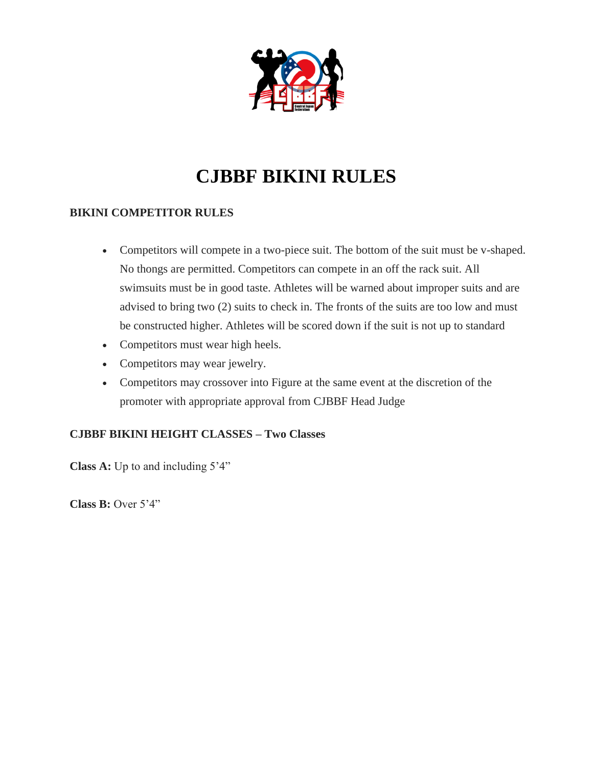# CJBBF BIKINI RULES

## BIKINI COMPETITOR RULES

- Competitors will compete in a two-piece suit. The bottom of the suit must be v-shaped. No thongs are permitted. Competitors can compete in an off the rack suit. All swimsuits must be in good taste. Athletes will be warned about improper suits and are advised to bring two (2) suits to check in. The fronts of the suits are too low and must be constructed higher. Athletes will be scored down if the suit is not up to standard
- Competitors must wear high heels.
- Competitors may wear jewelry.
- Competitors may crossover into Figure at the same event at the discretion of the promoter with appropriate approval from CJBBF Head Judge

## CJBBF BIKINI HEIGHT CLASSES – Two Classes

**Class A:** Up to and including 5'4"

**Class B:** Over 5'4"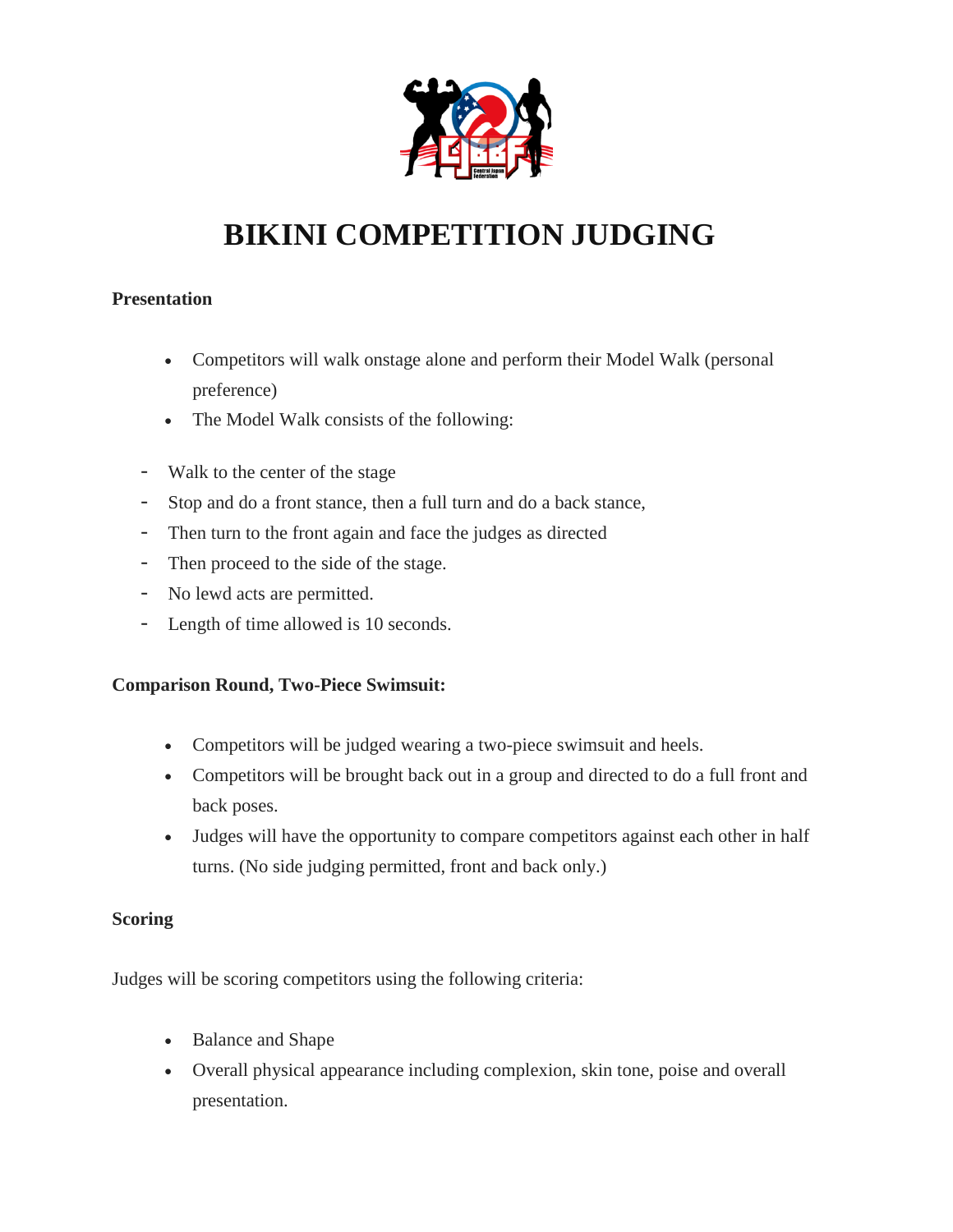# BIKINI COMPETITION JUDGING

**Presentation**

- Competitors will walk onstage alone and perform their Model Walk (personal preference)
- The Model Walk consists of the following:

- Walk to the center of the stage
- Stop and do a front stance, then a full turn and do a back stance,
- Then turn to the front again and face the judges as directed
- Then proceed to the side of the stage.
- No lewd acts are permitted.
- Length of time allowed is 10 seconds.

**Comparison Round, Two-Piece Swimsuit:**

- Competitors will be judged wearing a two-piece swimsuit and heels.
- Competitors will be brought back out in a group and directed to do a full front and back poses.
- Judges will have the opportunity to compare competitors against each other in half turns. (No side judging permitted, front and back only.)

**Scoring**

Judges will be scoring competitors using the following criteria:

- Balance and Shape
- Overall physical appearance including complexion, skin tone, poise and overall presentation.